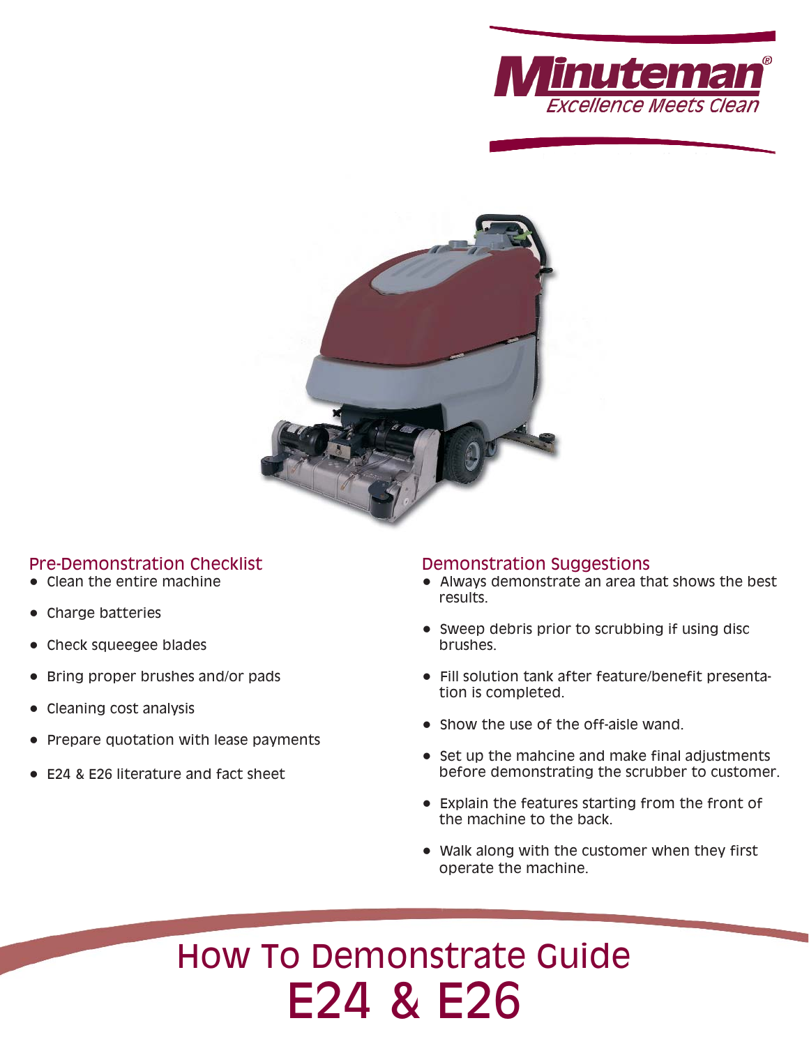Minuteman®
Excellence Meets Clean

## Pre-Demonstration Checklist

- Clean the entire machine
- Charge batteries
- Check squeegee blades
- Bring proper brushes and/or pads
- Cleaning cost analysis
- Prepare quotation with lease payments
- E24 & E26 literature and fact sheet

## Demonstration Suggestions

- Always demonstrate an area that shows the best results.
- Sweep debris prior to scrubbing if using disc brushes.
- Fill solution tank after feature/benefit presentation is completed.
- Show the use of the off-aisle wand.
- Set up the mahcine and make final adjustments before demonstrating the scrubber to customer.
- Explain the features starting from the front of the machine to the back.
- Walk along with the customer when they first operate the machine.

# How To Demonstrate Guide
# E24 & E26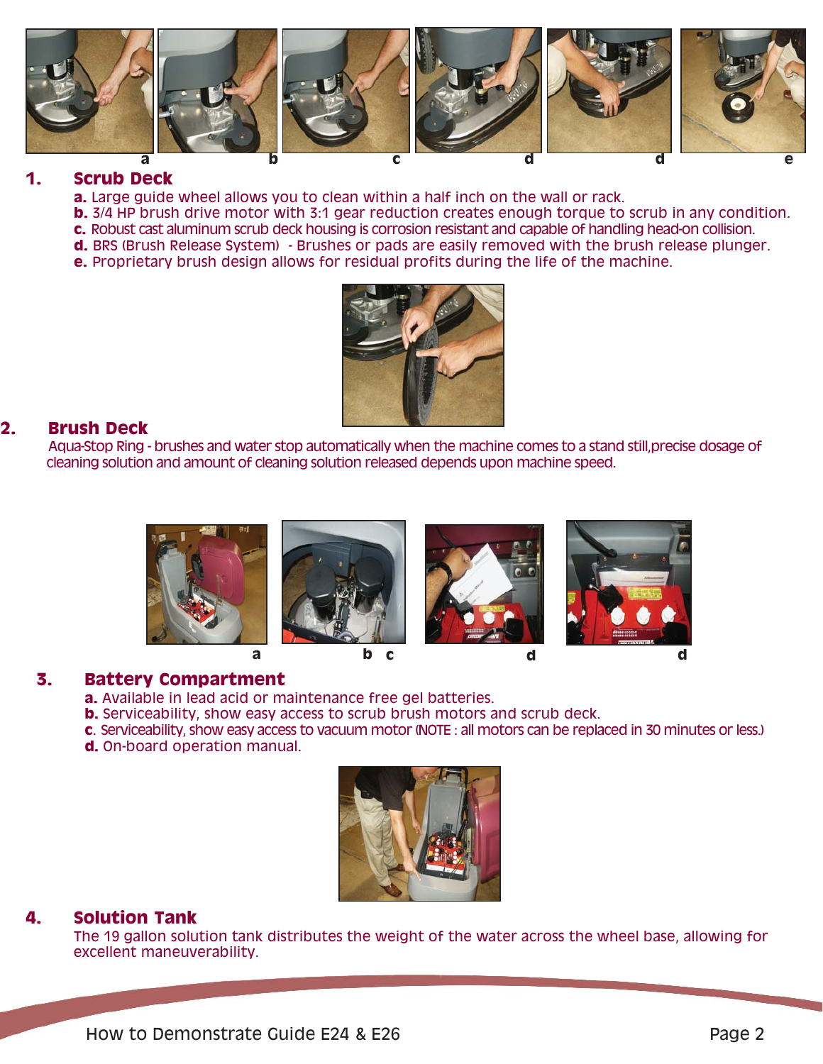## 1. Scrub Deck

**a.** Large guide wheel allows you to clean within a half inch on the wall or rack.
**b.** 3/4 HP brush drive motor with 3:1 gear reduction creates enough torque to scrub in any condition.
**c.** Robust cast aluminum scrub deck housing is corrosion resistant and capable of handling head-on collision.
**d.** BRS (Brush Release System) - Brushes or pads are easily removed with the brush release plunger.
**e.** Proprietary brush design allows for residual profits during the life of the machine.

## 2. Brush Deck

Aqua-Stop Ring - brushes and water stop automatically when the machine comes to a stand still,precise dosage of cleaning solution and amount of cleaning solution released depends upon machine speed.

## 3. Battery Compartment

**a.** Available in lead acid or maintenance free gel batteries.
**b.** Serviceability, show easy access to scrub brush motors and scrub deck.
**c**. Serviceability, show easy access to vacuum motor (NOTE : all motors can be replaced in 30 minutes or less.)
**d.** On-board operation manual.

## 4. Solution Tank

The 19 gallon solution tank distributes the weight of the water across the wheel base, allowing for excellent maneuverability.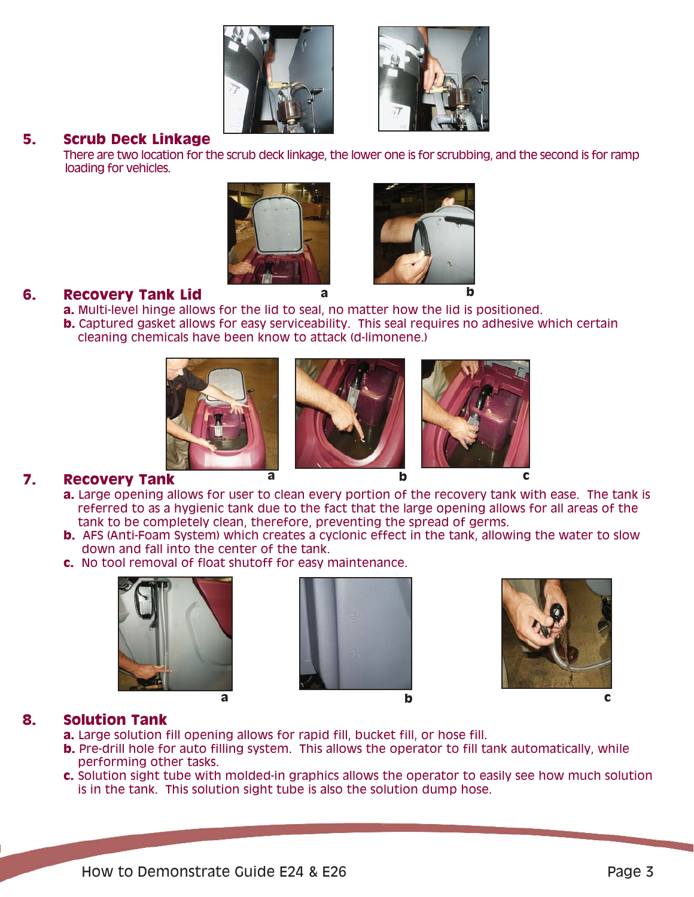## 5. Scrub Deck Linkage

There are two location for the scrub deck linkage, the lower one is for scrubbing, and the second is for ramp loading for vehicles.

## 6. Recovery Tank Lid

**a.** Multi-level hinge allows for the lid to seal, no matter how the lid is positioned.

**b.** Captured gasket allows for easy serviceability. This seal requires no adhesive which certain cleaning chemicals have been know to attack (d-limonene.)

## 7. Recovery Tank

**a.** Large opening allows for user to clean every portion of the recovery tank with ease. The tank is referred to as a hygienic tank due to the fact that the large opening allows for all areas of the tank to be completely clean, therefore, preventing the spread of germs.

**b.** AFS (Anti-Foam System) which creates a cyclonic effect in the tank, allowing the water to slow down and fall into the center of the tank.

**c.** No tool removal of float shutoff for easy maintenance.

## 8. Solution Tank

**a.** Large solution fill opening allows for rapid fill, bucket fill, or hose fill.

**b.** Pre-drill hole for auto filling system. This allows the operator to fill tank automatically, while performing other tasks.

**c.** Solution sight tube with molded-in graphics allows the operator to easily see how much solution is in the tank. This solution sight tube is also the solution dump hose.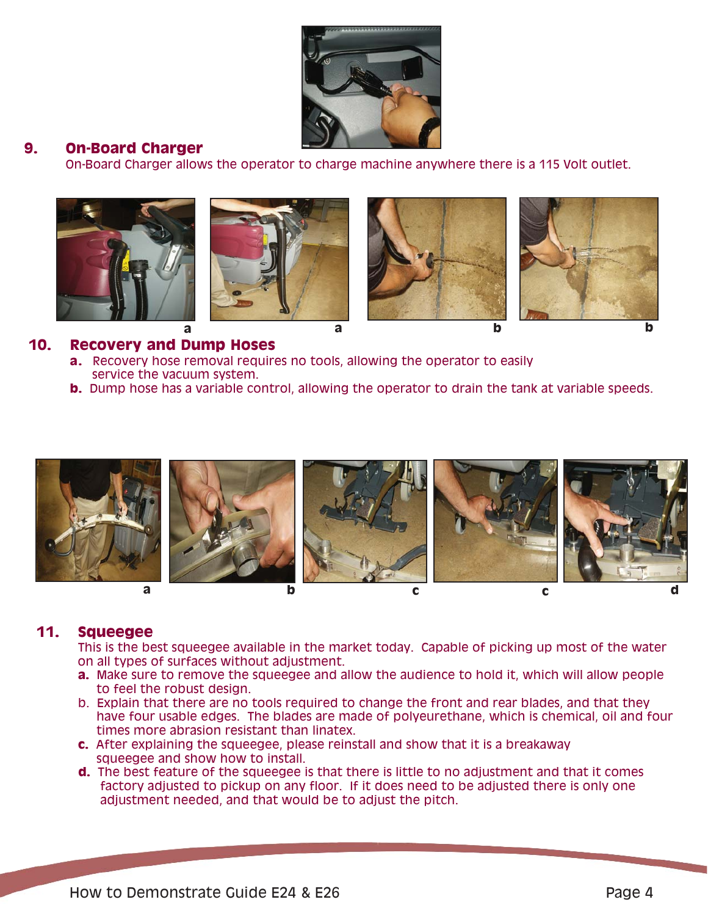## 9. On-Board Charger

On-Board Charger allows the operator to charge machine anywhere there is a 115 Volt outlet.

## 10. Recovery and Dump Hoses

**a.** Recovery hose removal requires no tools, allowing the operator to easily service the vacuum system.

**b.** Dump hose has a variable control, allowing the operator to drain the tank at variable speeds.

## 11. Squeegee

This is the best squeegee available in the market today. Capable of picking up most of the water on all types of surfaces without adjustment.

**a.** Make sure to remove the squeegee and allow the audience to hold it, which will allow people to feel the robust design.

b. Explain that there are no tools required to change the front and rear blades, and that they have four usable edges. The blades are made of polyeurethane, which is chemical, oil and four times more abrasion resistant than linatex.

**c.** After explaining the squeegee, please reinstall and show that it is a breakaway squeegee and show how to install.

**d.** The best feature of the squeegee is that there is little to no adjustment and that it comes factory adjusted to pickup on any floor. If it does need to be adjusted there is only one adjustment needed, and that would be to adjust the pitch.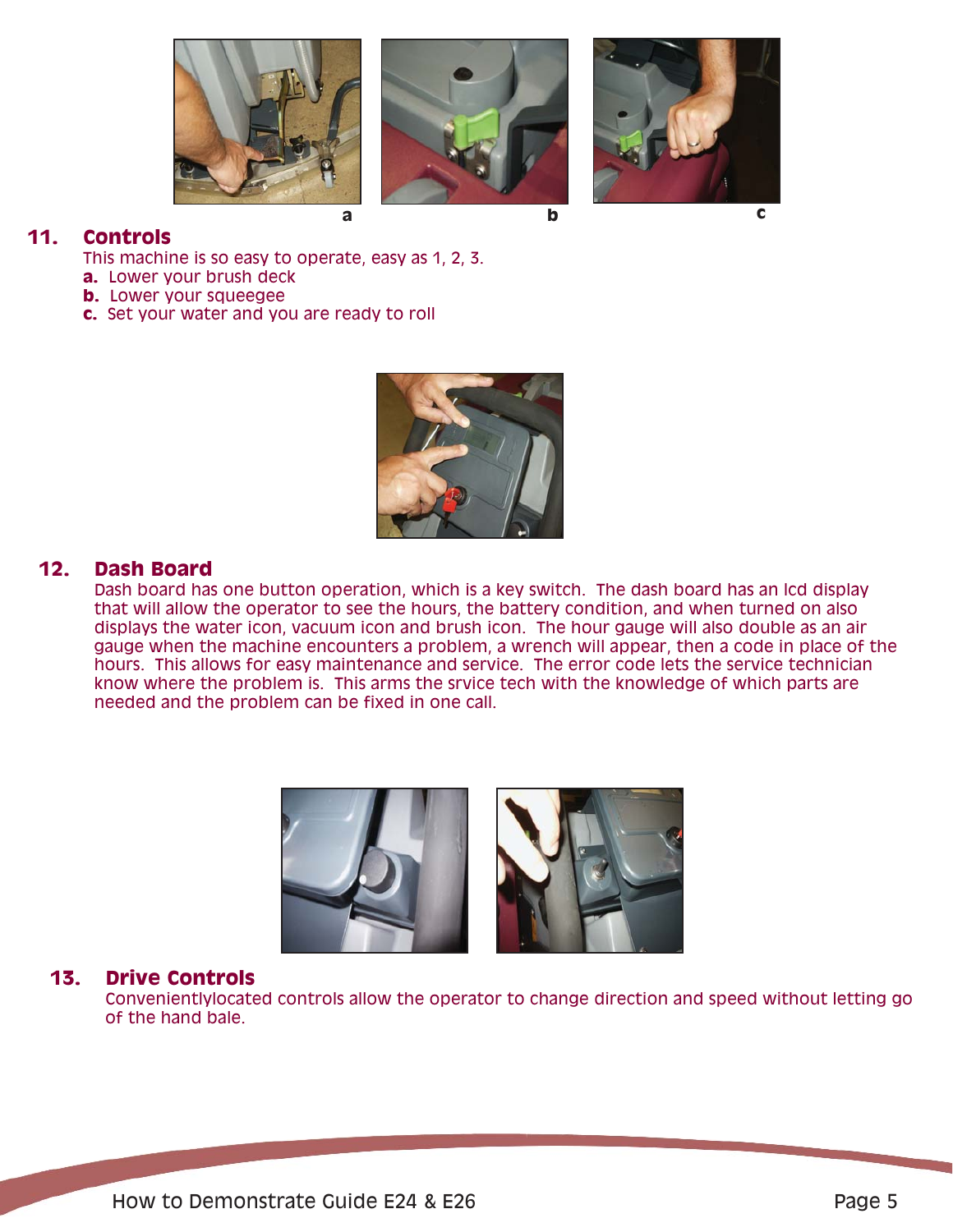a b c

## 11. Controls

This machine is so easy to operate, easy as 1, 2, 3.

**a.** Lower your brush deck
**b.** Lower your squeegee
**c.** Set your water and you are ready to roll

## 12. Dash Board

Dash board has one button operation, which is a key switch. The dash board has an lcd display that will allow the operator to see the hours, the battery condition, and when turned on also displays the water icon, vacuum icon and brush icon. The hour gauge will also double as an air gauge when the machine encounters a problem, a wrench will appear, then a code in place of the hours. This allows for easy maintenance and service. The error code lets the service technician know where the problem is. This arms the srvice tech with the knowledge of which parts are needed and the problem can be fixed in one call.

## 13. Drive Controls

Convenientlylocated controls allow the operator to change direction and speed without letting go of the hand bale.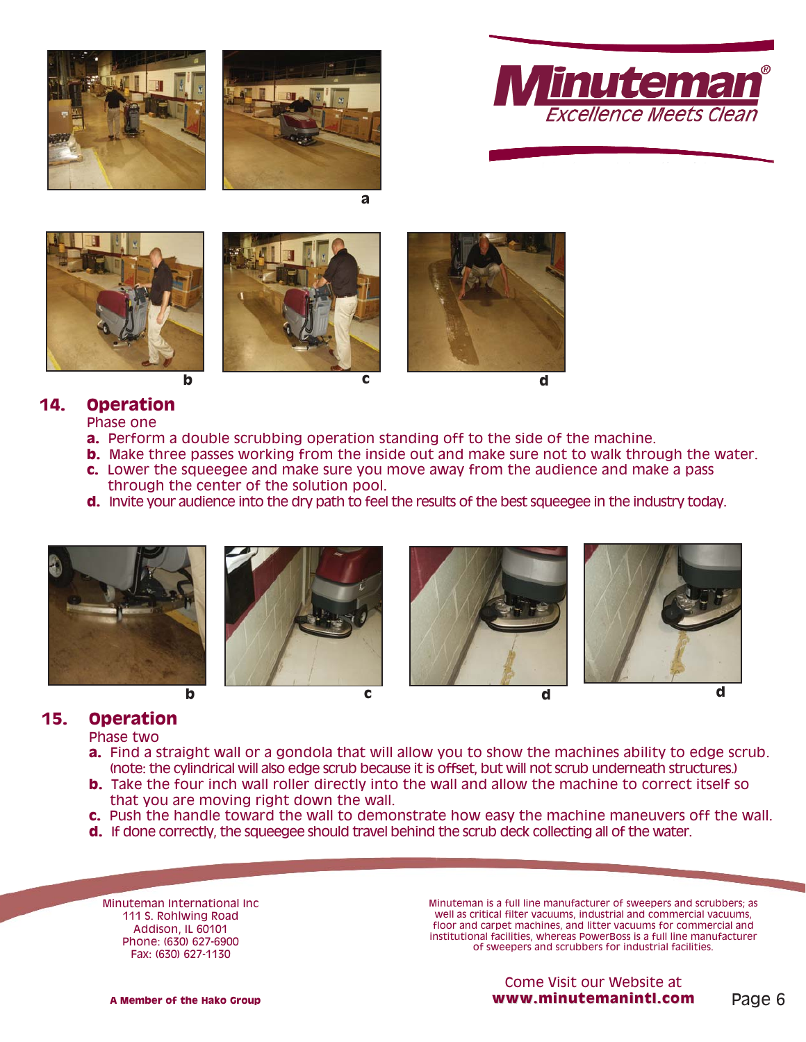Minuteman®
Excellence Meets Clean

a

b c d

## 14. Operation

Phase one

**a.** Perform a double scrubbing operation standing off to the side of the machine.
**b.** Make three passes working from the inside out and make sure not to walk through the water.
**c.** Lower the squeegee and make sure you move away from the audience and make a pass through the center of the solution pool.
**d.** Invite your audience into the dry path to feel the results of the best squeegee in the industry today.

b c d d

## 15. Operation

Phase two

**a.** Find a straight wall or a gondola that will allow you to show the machines ability to edge scrub. (note: the cylindrical will also edge scrub because it is offset, but will not scrub underneath structures.)
**b.** Take the four inch wall roller directly into the wall and allow the machine to correct itself so that you are moving right down the wall.
**c.** Push the handle toward the wall to demonstrate how easy the machine maneuvers off the wall.
**d.** If done correctly, the squeegee should travel behind the scrub deck collecting all of the water.

Minuteman International Inc
111 S. Rohlwing Road
Addison, IL 60101
Phone: (630) 627-6900
Fax: (630) 627-1130

Minuteman is a full line manufacturer of sweepers and scrubbers; as well as critical filter vacuums, industrial and commercial vacuums, floor and carpet machines, and litter vacuums for commercial and institutional facilities, whereas PowerBoss is a full line manufacturer of sweepers and scrubbers for industrial facilities.

**A Member of the Hako Group**

Come Visit our Website at
**www.minutemanintl.com**